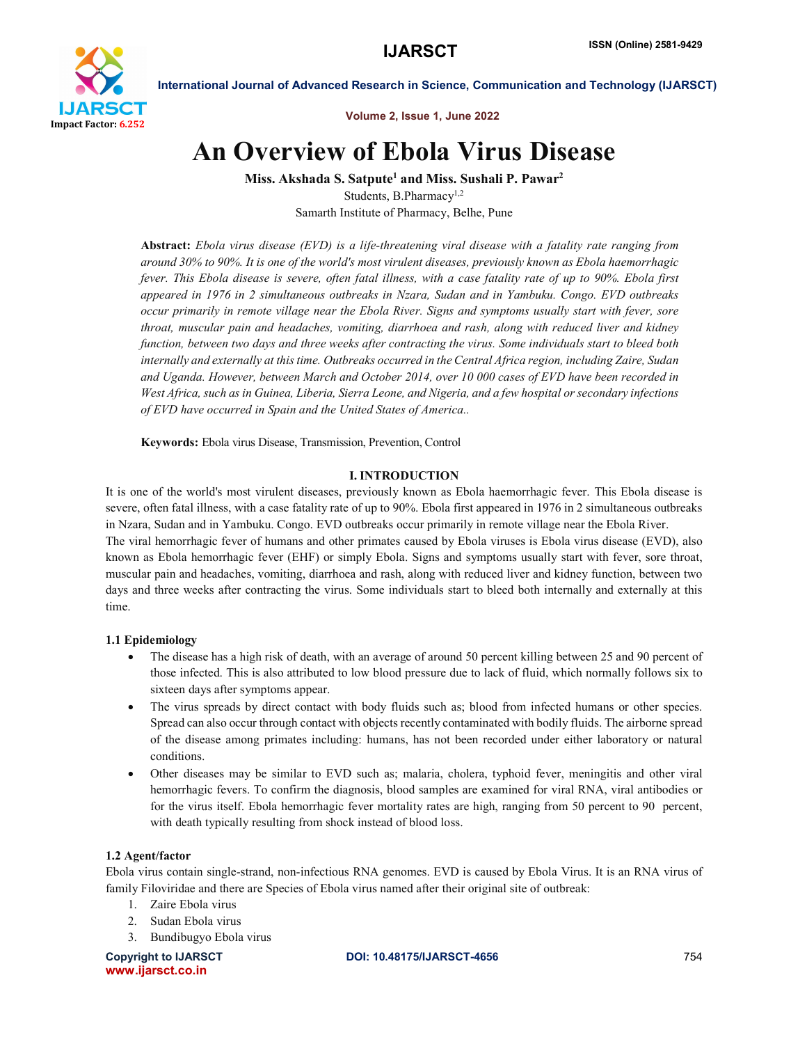# An Overview of Ebola Virus Disease

**Miss. Akshada S. Satpute[1] and Miss. Sushali P. Pawar[2]**

Students, B.Pharmacy[1,2]

Samarth Institute of Pharmacy, Belhe, Pune

**Abstract:** *Ebola virus disease (EVD) is a life-threatening viral disease with a fatality rate ranging from around 30% to 90%. It is one of the world's most virulent diseases, previously known as Ebola haemorrhagic fever. This Ebola disease is severe, often fatal illness, with a case fatality rate of up to 90%. Ebola first appeared in 1976 in 2 simultaneous outbreaks in Nzara, Sudan and in Yambuku. Congo. EVD outbreaks occur primarily in remote village near the Ebola River. Signs and symptoms usually start with fever, sore throat, muscular pain and headaches, vomiting, diarrhoea and rash, along with reduced liver and kidney function, between two days and three weeks after contracting the virus. Some individuals start to bleed both internally and externally at this time. Outbreaks occurred in the Central Africa region, including Zaire, Sudan and Uganda. However, between March and October 2014, over 10 000 cases of EVD have been recorded in West Africa, such as in Guinea, Liberia, Sierra Leone, and Nigeria, and a few hospital or secondary infections of EVD have occurred in Spain and the United States of America..*

**Keywords:** Ebola virus Disease, Transmission, Prevention, Control

## I. INTRODUCTION

It is one of the world's most virulent diseases, previously known as Ebola haemorrhagic fever. This Ebola disease is severe, often fatal illness, with a case fatality rate of up to 90%. Ebola first appeared in 1976 in 2 simultaneous outbreaks in Nzara, Sudan and in Yambuku. Congo. EVD outbreaks occur primarily in remote village near the Ebola River.

The viral hemorrhagic fever of humans and other primates caused by Ebola viruses is Ebola virus disease (EVD), also known as Ebola hemorrhagic fever (EHF) or simply Ebola. Signs and symptoms usually start with fever, sore throat, muscular pain and headaches, vomiting, diarrhoea and rash, along with reduced liver and kidney function, between two days and three weeks after contracting the virus. Some individuals start to bleed both internally and externally at this time.

### 1.1 Epidemiology

- The disease has a high risk of death, with an average of around 50 percent killing between 25 and 90 percent of those infected. This is also attributed to low blood pressure due to lack of fluid, which normally follows six to sixteen days after symptoms appear.
- The virus spreads by direct contact with body fluids such as; blood from infected humans or other species. Spread can also occur through contact with objects recently contaminated with bodily fluids. The airborne spread of the disease among primates including: humans, has not been recorded under either laboratory or natural conditions.
- Other diseases may be similar to EVD such as; malaria, cholera, typhoid fever, meningitis and other viral hemorrhagic fevers. To confirm the diagnosis, blood samples are examined for viral RNA, viral antibodies or for the virus itself. Ebola hemorrhagic fever mortality rates are high, ranging from 50 percent to 90 percent, with death typically resulting from shock instead of blood loss.

### 1.2 Agent/factor

Ebola virus contain single-strand, non-infectious RNA genomes. EVD is caused by Ebola Virus. It is an RNA virus of family Filoviridae and there are Species of Ebola virus named after their original site of outbreak:

1. Zaire Ebola virus
2. Sudan Ebola virus
3. Bundibugyo Ebola virus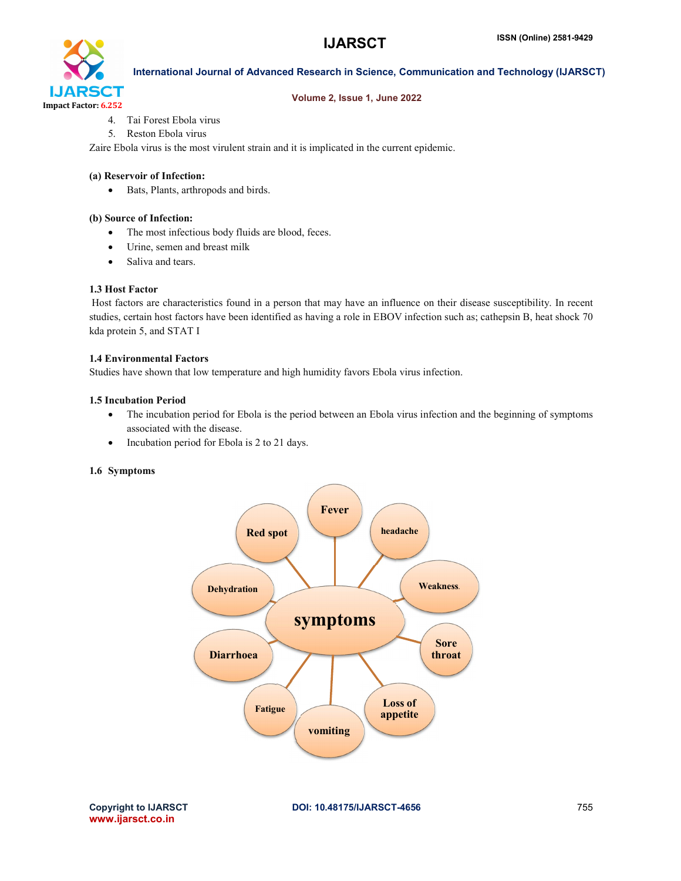4. Tai Forest Ebola virus
5. Reston Ebola virus

Zaire Ebola virus is the most virulent strain and it is implicated in the current epidemic.

**(a) Reservoir of Infection:**

- Bats, Plants, arthropods and birds.

**(b) Source of Infection:**

- The most infectious body fluids are blood, feces.
- Urine, semen and breast milk
- Saliva and tears.

### 1.3 Host Factor

Host factors are characteristics found in a person that may have an influence on their disease susceptibility. In recent studies, certain host factors have been identified as having a role in EBOV infection such as; cathepsin B, heat shock 70 kda protein 5, and STAT I

### 1.4 Environmental Factors

Studies have shown that low temperature and high humidity favors Ebola virus infection.

### 1.5 Incubation Period

- The incubation period for Ebola is the period between an Ebola virus infection and the beginning of symptoms associated with the disease.
- Incubation period for Ebola is 2 to 21 days.

### 1.6 Symptoms

symptoms: Fever, headache, Weakness, Sore throat, Loss of appetite, vomiting, Fatigue, Diarrhoea, Dehydration, Red spot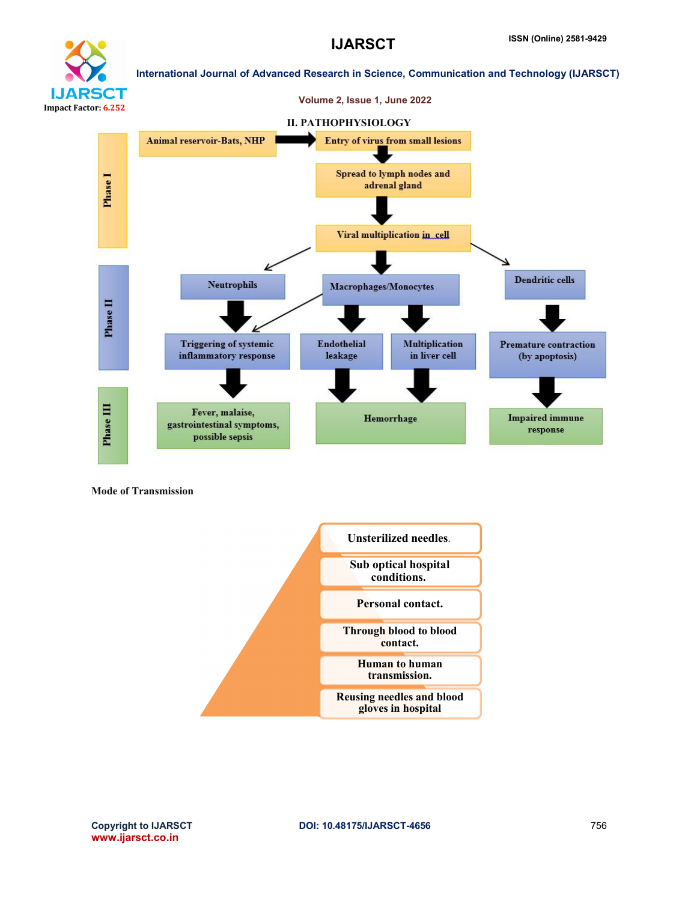## II. PATHOPHYSIOLOGY

**Phase I**

Animal reservoir-Bats, NHP → Entry of virus from small lesions

Spread to lymph nodes and adrenal gland

Viral multiplication in cell

**Phase II**

Neutrophils | Macrophages/Monocytes | Dendritic cells

Triggering of systemic inflammatory response | Endothelial leakage | Multiplication in liver cell | Premature contraction (by apoptosis)

**Phase III**

Fever, malaise, gastrointestinal symptoms, possible sepsis | Hemorrhage | Impaired immune response

**Mode of Transmission**

- Unsterilized needles.
- Sub optical hospital conditions.
- Personal contact.
- Through blood to blood contact.
- Human to human transmission.
- Reusing needles and blood gloves in hospital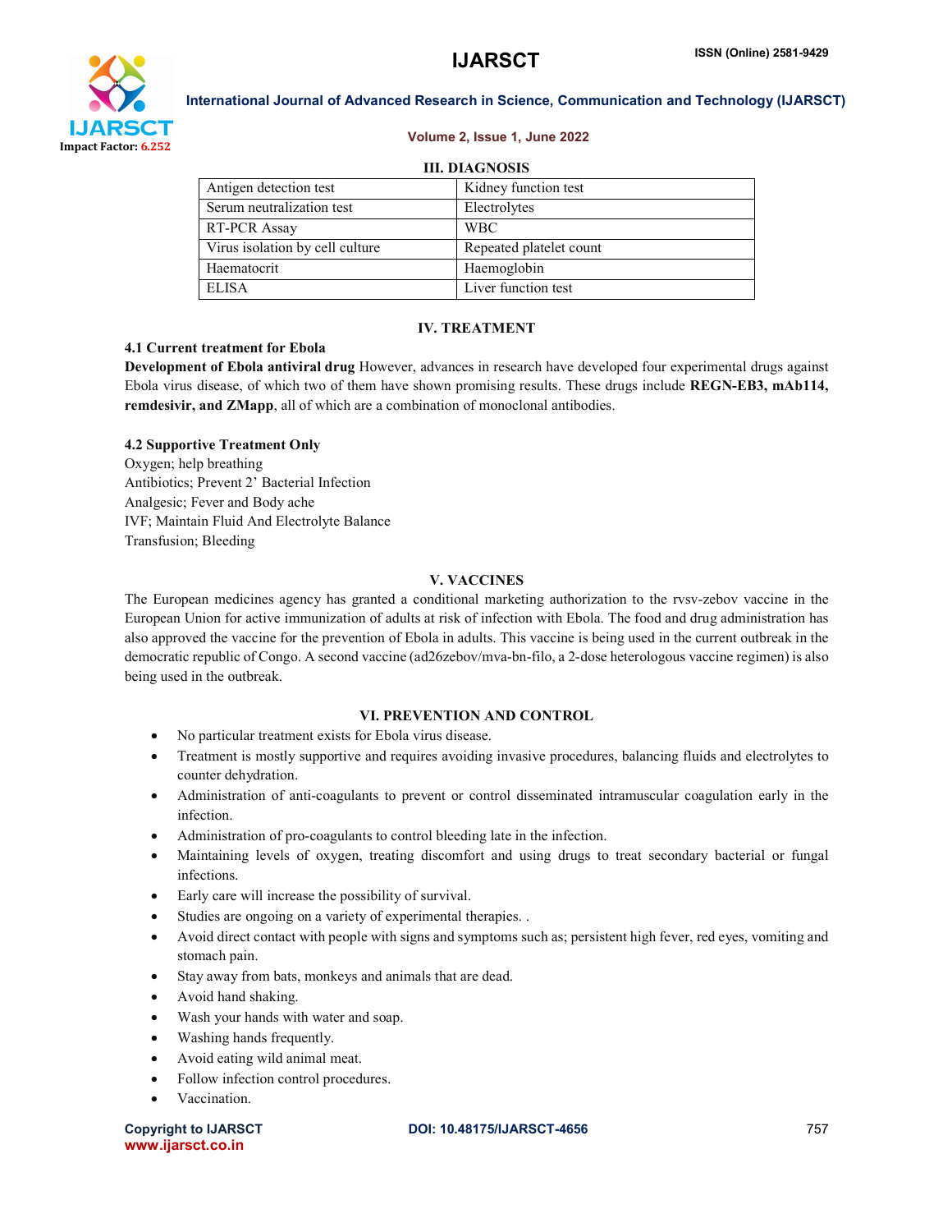## III. DIAGNOSIS

| Antigen detection test | Kidney function test |
|---|---|
| Serum neutralization test | Electrolytes |
| RT-PCR Assay | WBC |
| Virus isolation by cell culture | Repeated platelet count |
| Haematocrit | Haemoglobin |
| ELISA | Liver function test |

## IV. TREATMENT

### 4.1 Current treatment for Ebola

**Development of Ebola antiviral drug** However, advances in research have developed four experimental drugs against Ebola virus disease, of which two of them have shown promising results. These drugs include **REGN-EB3, mAb114, remdesivir, and ZMapp**, all of which are a combination of monoclonal antibodies.

### 4.2 Supportive Treatment Only

Oxygen; help breathing
Antibiotics; Prevent 2' Bacterial Infection
Analgesic; Fever and Body ache
IVF; Maintain Fluid And Electrolyte Balance
Transfusion; Bleeding

## V. VACCINES

The European medicines agency has granted a conditional marketing authorization to the rvsv-zebov vaccine in the European Union for active immunization of adults at risk of infection with Ebola. The food and drug administration has also approved the vaccine for the prevention of Ebola in adults. This vaccine is being used in the current outbreak in the democratic republic of Congo. A second vaccine (ad26zebov/mva-bn-filo, a 2-dose heterologous vaccine regimen) is also being used in the outbreak.

## VI. PREVENTION AND CONTROL

- No particular treatment exists for Ebola virus disease.
- Treatment is mostly supportive and requires avoiding invasive procedures, balancing fluids and electrolytes to counter dehydration.
- Administration of anti-coagulants to prevent or control disseminated intramuscular coagulation early in the infection.
- Administration of pro-coagulants to control bleeding late in the infection.
- Maintaining levels of oxygen, treating discomfort and using drugs to treat secondary bacterial or fungal infections.
- Early care will increase the possibility of survival.
- Studies are ongoing on a variety of experimental therapies. .
- Avoid direct contact with people with signs and symptoms such as; persistent high fever, red eyes, vomiting and stomach pain.
- Stay away from bats, monkeys and animals that are dead.
- Avoid hand shaking.
- Wash your hands with water and soap.
- Washing hands frequently.
- Avoid eating wild animal meat.
- Follow infection control procedures.
- Vaccination.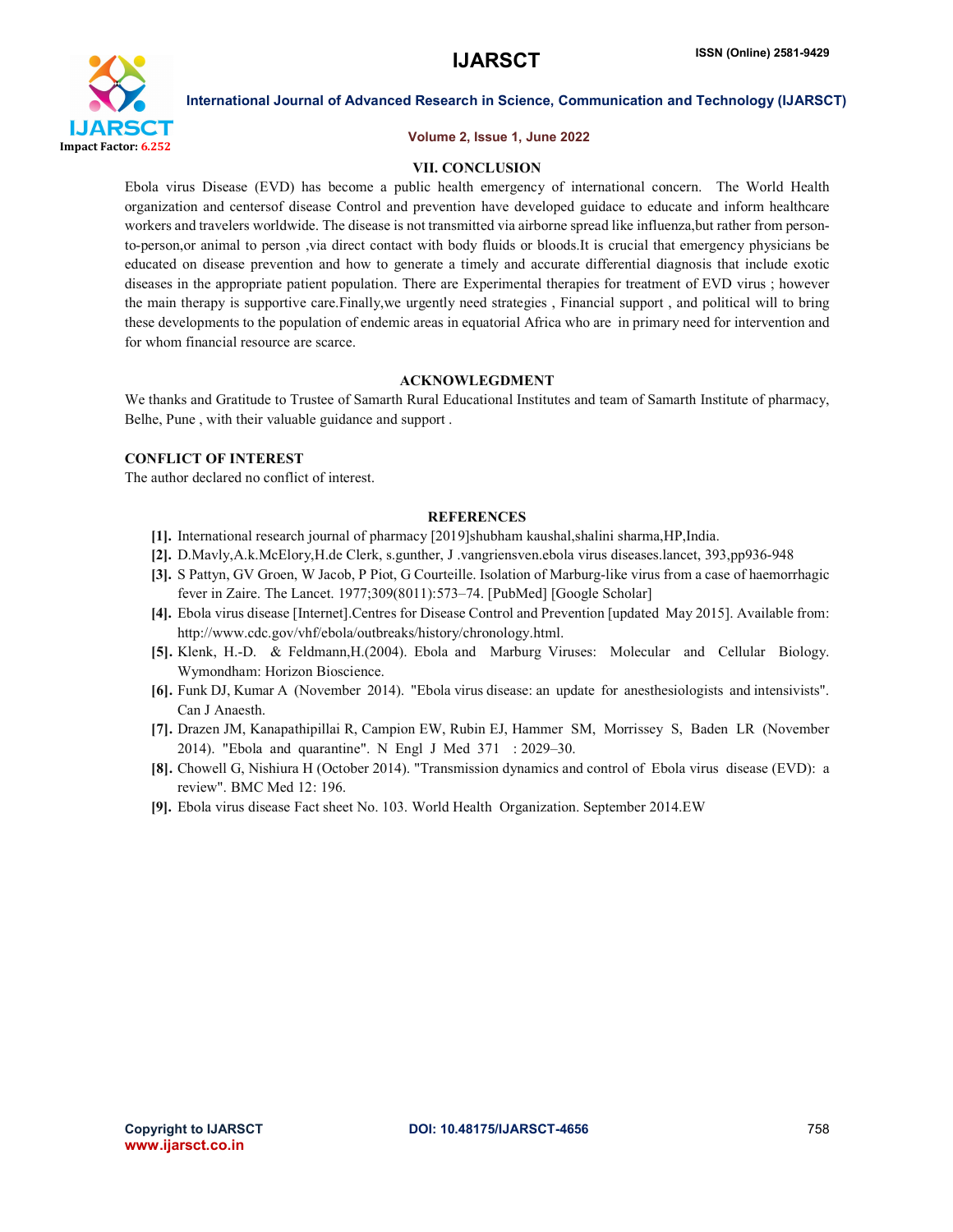## VII. CONCLUSION

Ebola virus Disease (EVD) has become a public health emergency of international concern. The World Health organization and centersof disease Control and prevention have developed guidace to educate and inform healthcare workers and travelers worldwide. The disease is not transmitted via airborne spread like influenza,but rather from person-to-person,or animal to person ,via direct contact with body fluids or bloods.It is crucial that emergency physicians be educated on disease prevention and how to generate a timely and accurate differential diagnosis that include exotic diseases in the appropriate patient population. There are Experimental therapies for treatment of EVD virus ; however the main therapy is supportive care.Finally,we urgently need strategies , Financial support , and political will to bring these developments to the population of endemic areas in equatorial Africa who are in primary need for intervention and for whom financial resource are scarce.

## ACKNOWLEGDMENT

We thanks and Gratitude to Trustee of Samarth Rural Educational Institutes and team of Samarth Institute of pharmacy, Belhe, Pune , with their valuable guidance and support .

## CONFLICT OF INTEREST

The author declared no conflict of interest.

## REFERENCES

[1]. International research journal of pharmacy [2019]shubham kaushal,shalini sharma,HP,India.

[2]. D.Mavly,A.k.McElory,H.de Clerk, s.gunther, J .vangriensven.ebola virus diseases.lancet, 393,pp936-948

[3]. S Pattyn, GV Groen, W Jacob, P Piot, G Courteille. Isolation of Marburg-like virus from a case of haemorrhagic fever in Zaire. The Lancet. 1977;309(8011):573–74. [PubMed] [Google Scholar]

[4]. Ebola virus disease [Internet].Centres for Disease Control and Prevention [updated May 2015]. Available from: http://www.cdc.gov/vhf/ebola/outbreaks/history/chronology.html.

[5]. Klenk, H.-D. & Feldmann,H.(2004). Ebola and Marburg Viruses: Molecular and Cellular Biology. Wymondham: Horizon Bioscience.

[6]. Funk DJ, Kumar A (November 2014). "Ebola virus disease: an update for anesthesiologists and intensivists". Can J Anaesth.

[7]. Drazen JM, Kanapathipillai R, Campion EW, Rubin EJ, Hammer SM, Morrissey S, Baden LR (November 2014). "Ebola and quarantine". N Engl J Med 371 : 2029–30.

[8]. Chowell G, Nishiura H (October 2014). "Transmission dynamics and control of Ebola virus disease (EVD): a review". BMC Med 12: 196.

[9]. Ebola virus disease Fact sheet No. 103. World Health Organization. September 2014.EW